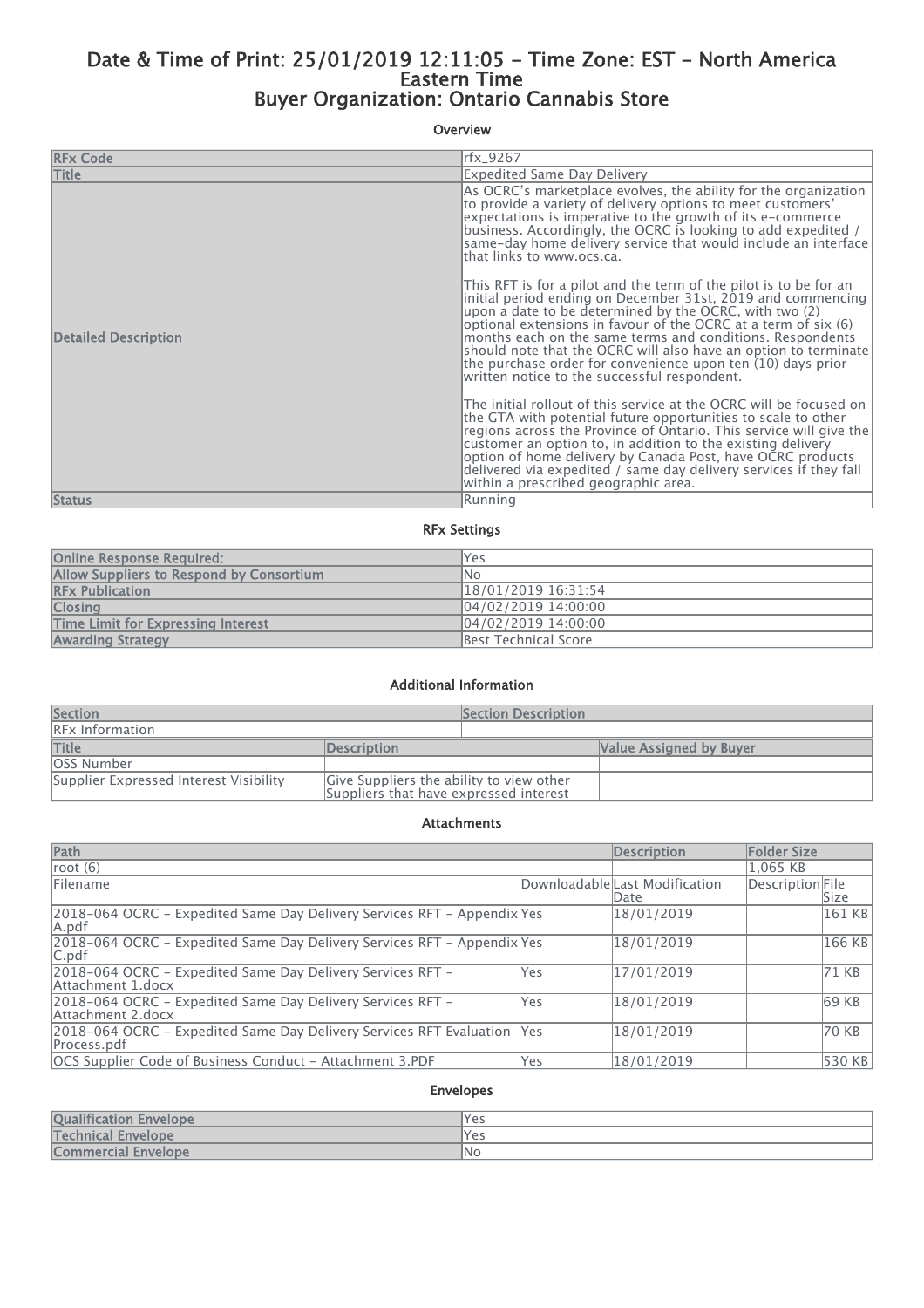# Date & Time of Print: 25/01/2019 12:11:05 - Time Zone: EST - North America Eastern Time
# Buyer Organization: Ontario Cannabis Store

### Overview

| | |
|---|---|
| RFx Code | rfx_9267 |
| Title | Expedited Same Day Delivery |
| Detailed Description | As OCRC's marketplace evolves, the ability for the organization to provide a variety of delivery options to meet customers' expectations is imperative to the growth of its e-commerce business. Accordingly, the OCRC is looking to add expedited / same-day home delivery service that would include an interface that links to www.ocs.ca.<br><br>This RFT is for a pilot and the term of the pilot is to be for an initial period ending on December 31st, 2019 and commencing upon a date to be determined by the OCRC, with two (2) optional extensions in favour of the OCRC at a term of six (6) months each on the same terms and conditions. Respondents should note that the OCRC will also have an option to terminate the purchase order for convenience upon ten (10) days prior written notice to the successful respondent.<br><br>The initial rollout of this service at the OCRC will be focused on the GTA with potential future opportunities to scale to other regions across the Province of Ontario. This service will give the customer an option to, in addition to the existing delivery option of home delivery by Canada Post, have OCRC products delivered via expedited / same day delivery services if they fall within a prescribed geographic area. |
| Status | Running |

### RFx Settings

| | |
|---|---|
| Online Response Required: | Yes |
| Allow Suppliers to Respond by Consortium | No |
| RFx Publication | 18/01/2019 16:31:54 |
| Closing | 04/02/2019 14:00:00 |
| Time Limit for Expressing Interest | 04/02/2019 14:00:00 |
| Awarding Strategy | Best Technical Score |

### Additional Information

| Section | Section Description | |
|---|---|---|
| RFx Information | | |
| **Title** | **Description** | **Value Assigned by Buyer** |
| OSS Number | | |
| Supplier Expressed Interest Visibility | Give Suppliers the ability to view other Suppliers that have expressed interest | |

### Attachments

| Path | | | Description | Folder Size |
|---|---|---|---|---|
| root (6) | | | | 1,065 KB |
| Filename | Downloadable | Last Modification Date | Description | File Size |
| 2018-064 OCRC - Expedited Same Day Delivery Services RFT - Appendix A.pdf | Yes | 18/01/2019 | | 161 KB |
| 2018-064 OCRC - Expedited Same Day Delivery Services RFT - Appendix C.pdf | Yes | 18/01/2019 | | 166 KB |
| 2018-064 OCRC - Expedited Same Day Delivery Services RFT - Attachment 1.docx | Yes | 17/01/2019 | | 71 KB |
| 2018-064 OCRC - Expedited Same Day Delivery Services RFT - Attachment 2.docx | Yes | 18/01/2019 | | 69 KB |
| 2018-064 OCRC - Expedited Same Day Delivery Services RFT Evaluation Process.pdf | Yes | 18/01/2019 | | 70 KB |
| OCS Supplier Code of Business Conduct - Attachment 3.PDF | Yes | 18/01/2019 | | 530 KB |

### Envelopes

| | |
|---|---|
| Qualification Envelope | Yes |
| Technical Envelope | Yes |
| Commercial Envelope | No |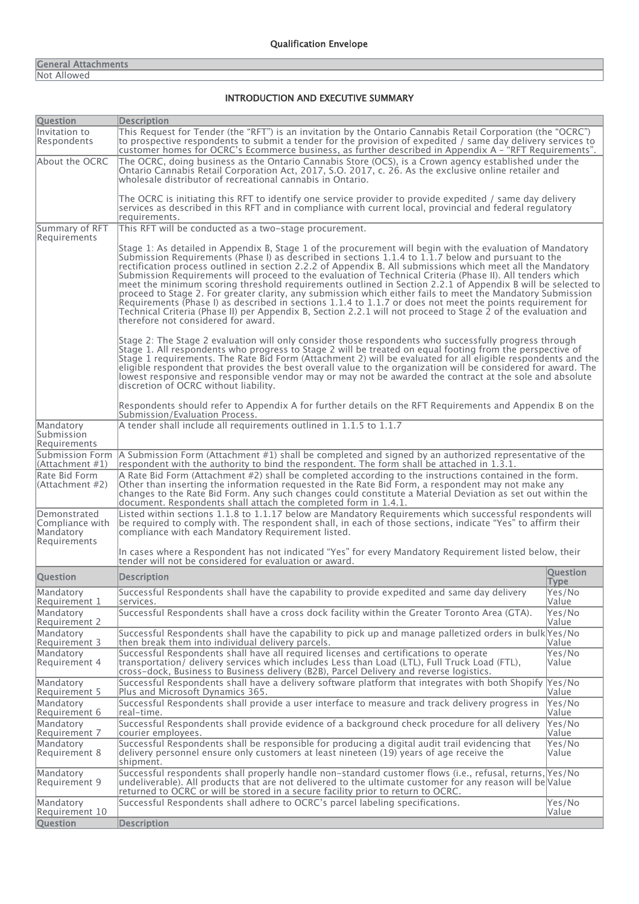## Qualification Envelope

| General Attachments |
| --- |
| Not Allowed |

## INTRODUCTION AND EXECUTIVE SUMMARY

| Question | Description |
| --- | --- |
| Invitation to Respondents | This Request for Tender (the "RFT") is an invitation by the Ontario Cannabis Retail Corporation (the "OCRC") to prospective respondents to submit a tender for the provision of expedited / same day delivery services to customer homes for OCRC's Ecommerce business, as further described in Appendix A – "RFT Requirements". |
| About the OCRC | The OCRC, doing business as the Ontario Cannabis Store (OCS), is a Crown agency established under the Ontario Cannabis Retail Corporation Act, 2017, S.O. 2017, c. 26. As the exclusive online retailer and wholesale distributor of recreational cannabis in Ontario.<br><br>The OCRC is initiating this RFT to identify one service provider to provide expedited / same day delivery services as described in this RFT and in compliance with current local, provincial and federal regulatory requirements. |
| Summary of RFT Requirements | This RFT will be conducted as a two-stage procurement.<br><br>Stage 1: As detailed in Appendix B, Stage 1 of the procurement will begin with the evaluation of Mandatory Submission Requirements (Phase I) as described in sections 1.1.4 to 1.1.7 below and pursuant to the rectification process outlined in section 2.2.2 of Appendix B. All submissions which meet all the Mandatory Submission Requirements will proceed to the evaluation of Technical Criteria (Phase II). All tenders which meet the minimum scoring threshold requirements outlined in Section 2.2.1 of Appendix B will be selected to proceed to Stage 2. For greater clarity, any submission which either fails to meet the Mandatory Submission Requirements (Phase I) as described in sections 1.1.4 to 1.1.7 or does not meet the points requirement for Technical Criteria (Phase II) per Appendix B, Section 2.2.1 will not proceed to Stage 2 of the evaluation and therefore not considered for award.<br><br>Stage 2: The Stage 2 evaluation will only consider those respondents who successfully progress through Stage 1. All respondents who progress to Stage 2 will be treated on equal footing from the perspective of Stage 1 requirements. The Rate Bid Form (Attachment 2) will be evaluated for all eligible respondents and the eligible respondent that provides the best overall value to the organization will be considered for award. The lowest responsive and responsible vendor may or may not be awarded the contract at the sole and absolute discretion of OCRC without liability.<br><br>Respondents should refer to Appendix A for further details on the RFT Requirements and Appendix B on the Submission/Evaluation Process. |
| Mandatory Submission Requirements | A tender shall include all requirements outlined in 1.1.5 to 1.1.7 |
| Submission Form (Attachment #1) | A Submission Form (Attachment #1) shall be completed and signed by an authorized representative of the respondent with the authority to bind the respondent. The form shall be attached in 1.3.1. |
| Rate Bid Form (Attachment #2) | A Rate Bid Form (Attachment #2) shall be completed according to the instructions contained in the form. Other than inserting the information requested in the Rate Bid Form, a respondent may not make any changes to the Rate Bid Form. Any such changes could constitute a Material Deviation as set out within the document. Respondents shall attach the completed form in 1.4.1. |
| Demonstrated Compliance with Mandatory Requirements | Listed within sections 1.1.8 to 1.1.17 below are Mandatory Requirements which successful respondents will be required to comply with. The respondent shall, in each of those sections, indicate "Yes" to affirm their compliance with each Mandatory Requirement listed.<br><br>In cases where a Respondent has not indicated "Yes" for every Mandatory Requirement listed below, their tender will not be considered for evaluation or award. |

| Question | Description | Question Type |
| --- | --- | --- |
| Mandatory Requirement 1 | Successful Respondents shall have the capability to provide expedited and same day delivery services. | Yes/No Value |
| Mandatory Requirement 2 | Successful Respondents shall have a cross dock facility within the Greater Toronto Area (GTA). | Yes/No Value |
| Mandatory Requirement 3 | Successful Respondents shall have the capability to pick up and manage palletized orders in bulk then break them into individual delivery parcels. | Yes/No Value |
| Mandatory Requirement 4 | Successful Respondents shall have all required licenses and certifications to operate transportation/ delivery services which includes Less than Load (LTL), Full Truck Load (FTL), cross-dock, Business to Business delivery (B2B), Parcel Delivery and reverse logistics. | Yes/No Value |
| Mandatory Requirement 5 | Successful Respondents shall have a delivery software platform that integrates with both Shopify Plus and Microsoft Dynamics 365. | Yes/No Value |
| Mandatory Requirement 6 | Successful Respondents shall provide a user interface to measure and track delivery progress in real-time. | Yes/No Value |
| Mandatory Requirement 7 | Successful Respondents shall provide evidence of a background check procedure for all delivery courier employees. | Yes/No Value |
| Mandatory Requirement 8 | Successful Respondents shall be responsible for producing a digital audit trail evidencing that delivery personnel ensure only customers at least nineteen (19) years of age receive the shipment. | Yes/No Value |
| Mandatory Requirement 9 | Successful respondents shall properly handle non-standard customer flows (i.e., refusal, returns, undeliverable). All products that are not delivered to the ultimate customer for any reason will be returned to OCRC or will be stored in a secure facility prior to return to OCRC. | Yes/No Value |
| Mandatory Requirement 10 | Successful Respondents shall adhere to OCRC's parcel labeling specifications. | Yes/No Value |

| Question | Description |
| --- | --- |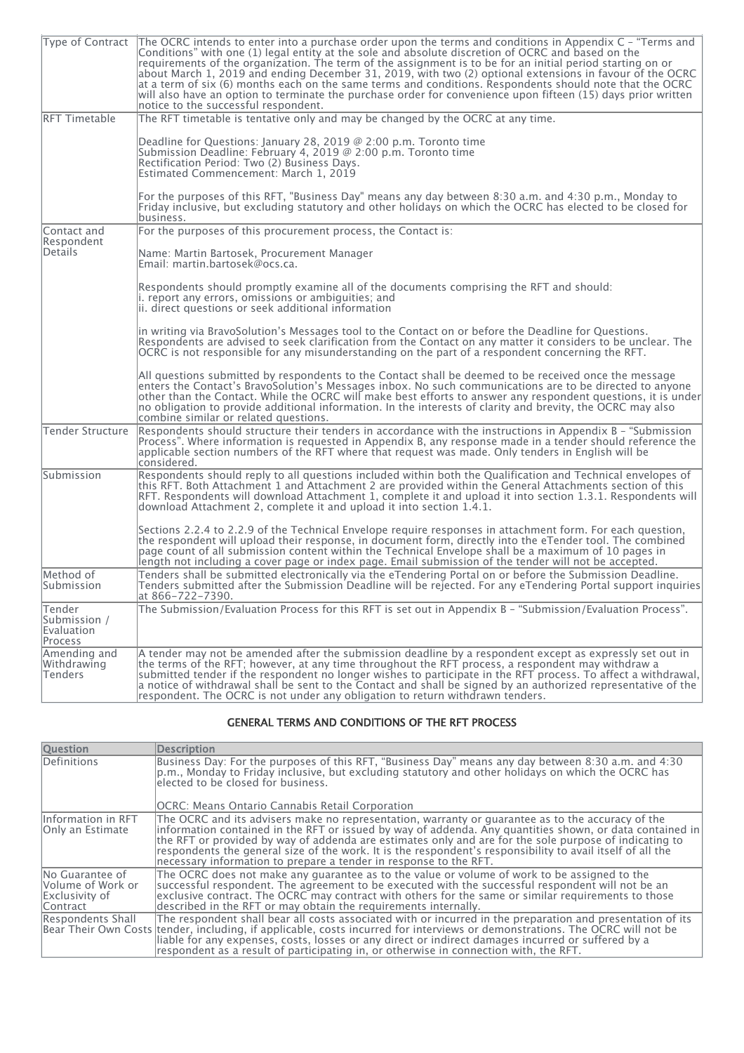| | |
|---|---|
| Type of Contract | The OCRC intends to enter into a purchase order upon the terms and conditions in Appendix C – "Terms and Conditions" with one (1) legal entity at the sole and absolute discretion of OCRC and based on the requirements of the organization. The term of the assignment is to be for an initial period starting on or about March 1, 2019 and ending December 31, 2019, with two (2) optional extensions in favour of the OCRC at a term of six (6) months each on the same terms and conditions. Respondents should note that the OCRC will also have an option to terminate the purchase order for convenience upon fifteen (15) days prior written notice to the successful respondent. |
| RFT Timetable | The RFT timetable is tentative only and may be changed by the OCRC at any time.<br><br>Deadline for Questions: January 28, 2019 @ 2:00 p.m. Toronto time<br>Submission Deadline: February 4, 2019 @ 2:00 p.m. Toronto time<br>Rectification Period: Two (2) Business Days.<br>Estimated Commencement: March 1, 2019<br><br>For the purposes of this RFT, "Business Day" means any day between 8:30 a.m. and 4:30 p.m., Monday to Friday inclusive, but excluding statutory and other holidays on which the OCRC has elected to be closed for business. |
| Contact and Respondent Details | For the purposes of this procurement process, the Contact is:<br><br>Name: Martin Bartosek, Procurement Manager<br>Email: martin.bartosek@ocs.ca.<br><br>Respondents should promptly examine all of the documents comprising the RFT and should:<br>i. report any errors, omissions or ambiguities; and<br>ii. direct questions or seek additional information<br><br>in writing via BravoSolution's Messages tool to the Contact on or before the Deadline for Questions. Respondents are advised to seek clarification from the Contact on any matter it considers to be unclear. The OCRC is not responsible for any misunderstanding on the part of a respondent concerning the RFT.<br><br>All questions submitted by respondents to the Contact shall be deemed to be received once the message enters the Contact's BravoSolution's Messages inbox. No such communications are to be directed to anyone other than the Contact. While the OCRC will make best efforts to answer any respondent questions, it is under no obligation to provide additional information. In the interests of clarity and brevity, the OCRC may also combine similar or related questions. |
| Tender Structure | Respondents should structure their tenders in accordance with the instructions in Appendix B – "Submission Process". Where information is requested in Appendix B, any response made in a tender should reference the applicable section numbers of the RFT where that request was made. Only tenders in English will be considered. |
| Submission | Respondents should reply to all questions included within both the Qualification and Technical envelopes of this RFT. Both Attachment 1 and Attachment 2 are provided within the General Attachments section of this RFT. Respondents will download Attachment 1, complete it and upload it into section 1.3.1. Respondents will download Attachment 2, complete it and upload it into section 1.4.1.<br><br>Sections 2.2.4 to 2.2.9 of the Technical Envelope require responses in attachment form. For each question, the respondent will upload their response, in document form, directly into the eTender tool. The combined page count of all submission content within the Technical Envelope shall be a maximum of 10 pages in length not including a cover page or index page. Email submission of the tender will not be accepted. |
| Method of Submission | Tenders shall be submitted electronically via the eTendering Portal on or before the Submission Deadline. Tenders submitted after the Submission Deadline will be rejected. For any eTendering Portal support inquiries at 866-722-7390. |
| Tender Submission / Evaluation Process | The Submission/Evaluation Process for this RFT is set out in Appendix B – "Submission/Evaluation Process". |
| Amending and Withdrawing Tenders | A tender may not be amended after the submission deadline by a respondent except as expressly set out in the terms of the RFT; however, at any time throughout the RFT process, a respondent may withdraw a submitted tender if the respondent no longer wishes to participate in the RFT process. To affect a withdrawal, a notice of withdrawal shall be sent to the Contact and shall be signed by an authorized representative of the respondent. The OCRC is not under any obligation to return withdrawn tenders. |

## GENERAL TERMS AND CONDITIONS OF THE RFT PROCESS

| Question | Description |
|---|---|
| Definitions | Business Day: For the purposes of this RFT, "Business Day" means any day between 8:30 a.m. and 4:30 p.m., Monday to Friday inclusive, but excluding statutory and other holidays on which the OCRC has elected to be closed for business.<br><br>OCRC: Means Ontario Cannabis Retail Corporation |
| Information in RFT Only an Estimate | The OCRC and its advisers make no representation, warranty or guarantee as to the accuracy of the information contained in the RFT or issued by way of addenda. Any quantities shown, or data contained in the RFT or provided by way of addenda are estimates only and are for the sole purpose of indicating to respondents the general size of the work. It is the respondent's responsibility to avail itself of all the necessary information to prepare a tender in response to the RFT. |
| No Guarantee of Volume of Work or Exclusivity of Contract | The OCRC does not make any guarantee as to the value or volume of work to be assigned to the successful respondent. The agreement to be executed with the successful respondent will not be an exclusive contract. The OCRC may contract with others for the same or similar requirements to those described in the RFT or may obtain the requirements internally. |
| Respondents Shall Bear Their Own Costs | The respondent shall bear all costs associated with or incurred in the preparation and presentation of its tender, including, if applicable, costs incurred for interviews or demonstrations. The OCRC will not be liable for any expenses, costs, losses or any direct or indirect damages incurred or suffered by a respondent as a result of participating in, or otherwise in connection with, the RFT. |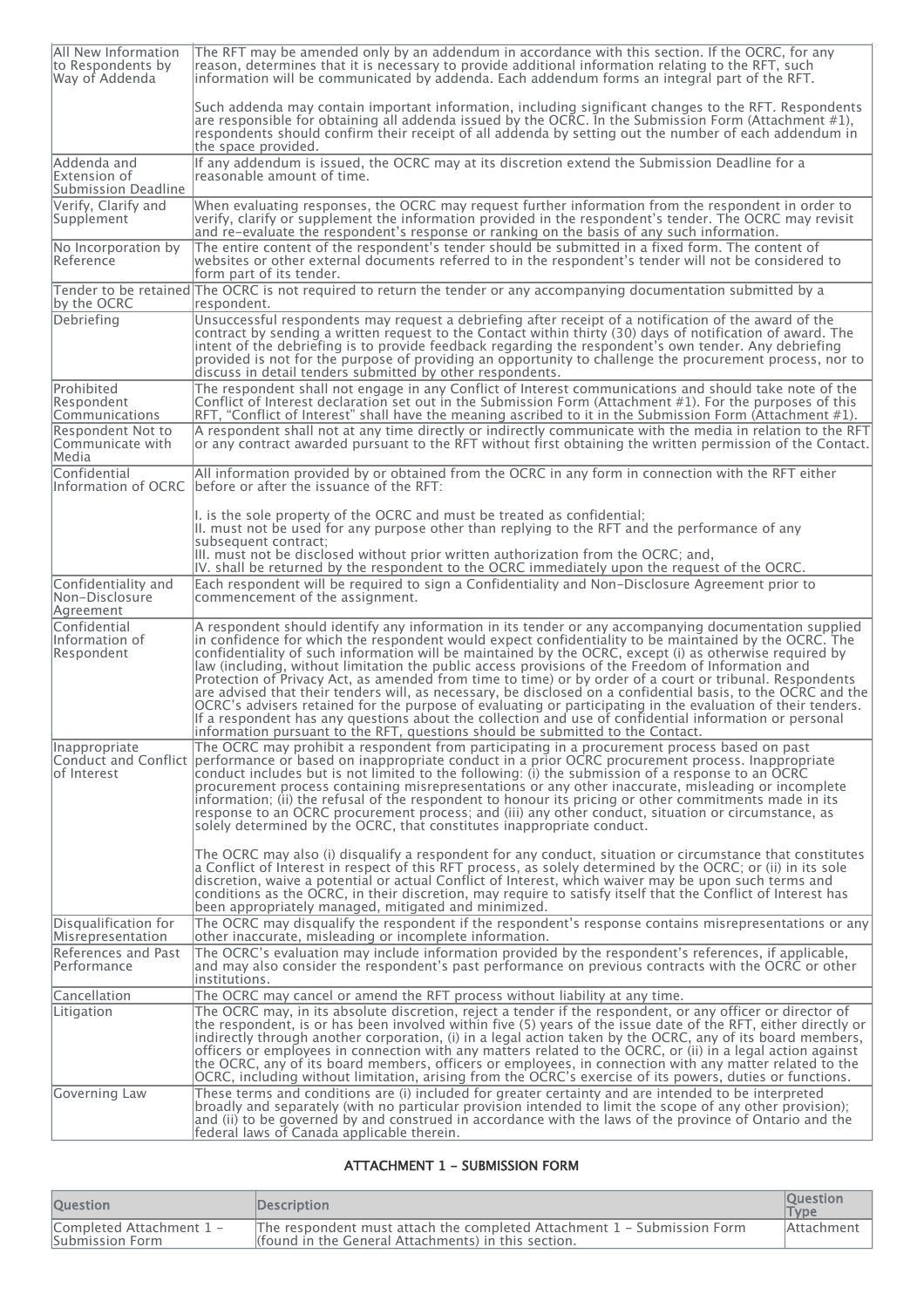| | |
|---|---|
| All New Information to Respondents by Way of Addenda | The RFT may be amended only by an addendum in accordance with this section. If the OCRC, for any reason, determines that it is necessary to provide additional information relating to the RFT, such information will be communicated by addenda. Each addendum forms an integral part of the RFT.<br><br>Such addenda may contain important information, including significant changes to the RFT. Respondents are responsible for obtaining all addenda issued by the OCRC. In the Submission Form (Attachment #1), respondents should confirm their receipt of all addenda by setting out the number of each addendum in the space provided. |
| Addenda and Extension of Submission Deadline | If any addendum is issued, the OCRC may at its discretion extend the Submission Deadline for a reasonable amount of time. |
| Verify, Clarify and Supplement | When evaluating responses, the OCRC may request further information from the respondent in order to verify, clarify or supplement the information provided in the respondent's tender. The OCRC may revisit and re-evaluate the respondent's response or ranking on the basis of any such information. |
| No Incorporation by Reference | The entire content of the respondent's tender should be submitted in a fixed form. The content of websites or other external documents referred to in the respondent's tender will not be considered to form part of its tender. |
| Tender to be retained by the OCRC | The OCRC is not required to return the tender or any accompanying documentation submitted by a respondent. |
| Debriefing | Unsuccessful respondents may request a debriefing after receipt of a notification of the award of the contract by sending a written request to the Contact within thirty (30) days of notification of award. The intent of the debriefing is to provide feedback regarding the respondent's own tender. Any debriefing provided is not for the purpose of providing an opportunity to challenge the procurement process, nor to discuss in detail tenders submitted by other respondents. |
| Prohibited Respondent Communications | The respondent shall not engage in any Conflict of Interest communications and should take note of the Conflict of Interest declaration set out in the Submission Form (Attachment #1). For the purposes of this RFT, "Conflict of Interest" shall have the meaning ascribed to it in the Submission Form (Attachment #1). |
| Respondent Not to Communicate with Media | A respondent shall not at any time directly or indirectly communicate with the media in relation to the RFT or any contract awarded pursuant to the RFT without first obtaining the written permission of the Contact. |
| Confidential Information of OCRC | All information provided by or obtained from the OCRC in any form in connection with the RFT either before or after the issuance of the RFT:<br><br>I. is the sole property of the OCRC and must be treated as confidential;<br>II. must not be used for any purpose other than replying to the RFT and the performance of any subsequent contract;<br>III. must not be disclosed without prior written authorization from the OCRC; and,<br>IV. shall be returned by the respondent to the OCRC immediately upon the request of the OCRC. |
| Confidentiality and Non-Disclosure Agreement | Each respondent will be required to sign a Confidentiality and Non-Disclosure Agreement prior to commencement of the assignment. |
| Confidential Information of Respondent | A respondent should identify any information in its tender or any accompanying documentation supplied in confidence for which the respondent would expect confidentiality to be maintained by the OCRC. The confidentiality of such information will be maintained by the OCRC, except (i) as otherwise required by law (including, without limitation the public access provisions of the Freedom of Information and Protection of Privacy Act, as amended from time to time) or by order of a court or tribunal. Respondents are advised that their tenders will, as necessary, be disclosed on a confidential basis, to the OCRC and the OCRC's advisers retained for the purpose of evaluating or participating in the evaluation of their tenders. If a respondent has any questions about the collection and use of confidential information or personal information pursuant to the RFT, questions should be submitted to the Contact. |
| Inappropriate Conduct and Conflict of Interest | The OCRC may prohibit a respondent from participating in a procurement process based on past performance or based on inappropriate conduct in a prior OCRC procurement process. Inappropriate conduct includes but is not limited to the following: (i) the submission of a response to an OCRC procurement process containing misrepresentations or any other inaccurate, misleading or incomplete information; (ii) the refusal of the respondent to honour its pricing or other commitments made in its response to an OCRC procurement process; and (iii) any other conduct, situation or circumstance, as solely determined by the OCRC, that constitutes inappropriate conduct.<br><br>The OCRC may also (i) disqualify a respondent for any conduct, situation or circumstance that constitutes a Conflict of Interest in respect of this RFT process, as solely determined by the OCRC; or (ii) in its sole discretion, waive a potential or actual Conflict of Interest, which waiver may be upon such terms and conditions as the OCRC, in their discretion, may require to satisfy itself that the Conflict of Interest has been appropriately managed, mitigated and minimized. |
| Disqualification for Misrepresentation | The OCRC may disqualify the respondent if the respondent's response contains misrepresentations or any other inaccurate, misleading or incomplete information. |
| References and Past Performance | The OCRC's evaluation may include information provided by the respondent's references, if applicable, and may also consider the respondent's past performance on previous contracts with the OCRC or other institutions. |
| Cancellation | The OCRC may cancel or amend the RFT process without liability at any time. |
| Litigation | The OCRC may, in its absolute discretion, reject a tender if the respondent, or any officer or director of the respondent, is or has been involved within five (5) years of the issue date of the RFT, either directly or indirectly through another corporation, (i) in a legal action taken by the OCRC, any of its board members, officers or employees in connection with any matters related to the OCRC, or (ii) in a legal action against the OCRC, any of its board members, officers or employees, in connection with any matter related to the OCRC, including without limitation, arising from the OCRC's exercise of its powers, duties or functions. |
| Governing Law | These terms and conditions are (i) included for greater certainty and are intended to be interpreted broadly and separately (with no particular provision intended to limit the scope of any other provision); and (ii) to be governed by and construed in accordance with the laws of the province of Ontario and the federal laws of Canada applicable therein. |

## ATTACHMENT 1 - SUBMISSION FORM

| Question | Description | Question Type |
|---|---|---|
| Completed Attachment 1 - Submission Form | The respondent must attach the completed Attachment 1 - Submission Form (found in the General Attachments) in this section. | Attachment |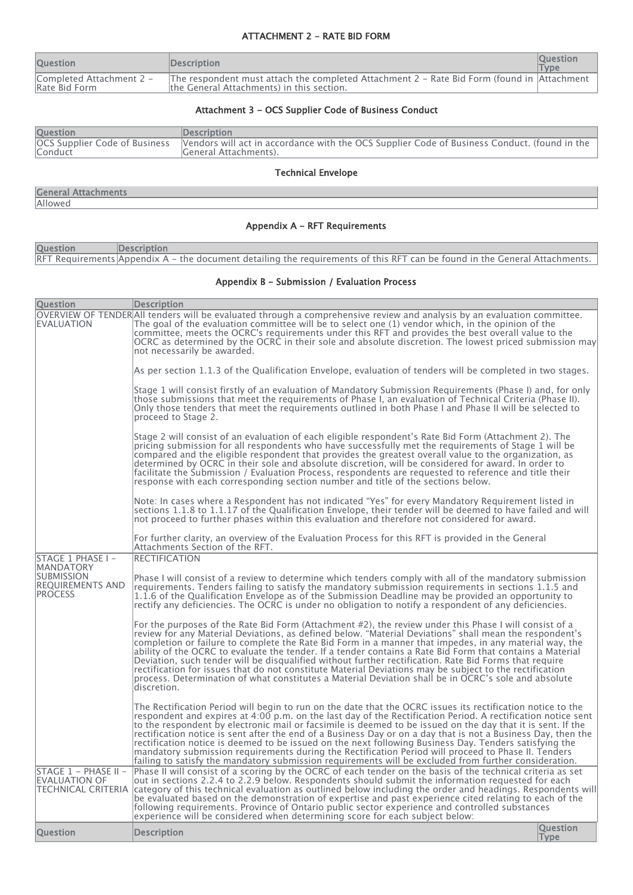### ATTACHMENT 2 - RATE BID FORM

| Question | Description | Question Type |
|---|---|---|
| Completed Attachment 2 - Rate Bid Form | The respondent must attach the completed Attachment 2 - Rate Bid Form (found in the General Attachments) in this section. | Attachment |

### Attachment 3 - OCS Supplier Code of Business Conduct

| Question | Description |
|---|---|
| OCS Supplier Code of Business Conduct | Vendors will act in accordance with the OCS Supplier Code of Business Conduct. (found in the General Attachments). |

### Technical Envelope

| General Attachments |
|---|
| Allowed |

### Appendix A - RFT Requirements

| Question | Description |
|---|---|
| RFT Requirements | Appendix A - the document detailing the requirements of this RFT can be found in the General Attachments. |

### Appendix B - Submission / Evaluation Process

| Question | Description |
|---|---|
| OVERVIEW OF TENDER EVALUATION | All tenders will be evaluated through a comprehensive review and analysis by an evaluation committee. The goal of the evaluation committee will be to select one (1) vendor which, in the opinion of the committee, meets the OCRC's requirements under this RFT and provides the best overall value to the OCRC as determined by the OCRC in their sole and absolute discretion. The lowest priced submission may not necessarily be awarded.<br><br>As per section 1.1.3 of the Qualification Envelope, evaluation of tenders will be completed in two stages.<br><br>Stage 1 will consist firstly of an evaluation of Mandatory Submission Requirements (Phase I) and, for only those submissions that meet the requirements of Phase I, an evaluation of Technical Criteria (Phase II). Only those tenders that meet the requirements outlined in both Phase I and Phase II will be selected to proceed to Stage 2.<br><br>Stage 2 will consist of an evaluation of each eligible respondent's Rate Bid Form (Attachment 2). The pricing submission for all respondents who have successfully met the requirements of Stage 1 will be compared and the eligible respondent that provides the greatest overall value to the organization, as determined by OCRC in their sole and absolute discretion, will be considered for award. In order to facilitate the Submission / Evaluation Process, respondents are requested to reference and title their response with each corresponding section number and title of the sections below.<br><br>Note: In cases where a Respondent has not indicated "Yes" for every Mandatory Requirement listed in sections 1.1.8 to 1.1.17 of the Qualification Envelope, their tender will be deemed to have failed and will not proceed to further phases within this evaluation and therefore not considered for award.<br><br>For further clarity, an overview of the Evaluation Process for this RFT is provided in the General Attachments Section of the RFT. |
| STAGE 1 PHASE I - MANDATORY SUBMISSION REQUIREMENTS AND PROCESS | RECTIFICATION<br><br>Phase I will consist of a review to determine which tenders comply with all of the mandatory submission requirements. Tenders failing to satisfy the mandatory submission requirements in sections 1.1.5 and 1.1.6 of the Qualification Envelope as of the Submission Deadline may be provided an opportunity to rectify any deficiencies. The OCRC is under no obligation to notify a respondent of any deficiencies.<br><br>For the purposes of the Rate Bid Form (Attachment #2), the review under this Phase I will consist of a review for any Material Deviations, as defined below. "Material Deviations" shall mean the respondent's completion or failure to complete the Rate Bid Form in a manner that impedes, in any material way, the ability of the OCRC to evaluate the tender. If a tender contains a Rate Bid Form that contains a Material Deviation, such tender will be disqualified without further rectification. Rate Bid Forms that require rectification for issues that do not constitute Material Deviations may be subject to the rectification process. Determination of what constitutes a Material Deviation shall be in OCRC's sole and absolute discretion.<br><br>The Rectification Period will begin to run on the date that the OCRC issues its rectification notice to the respondent and expires at 4:00 p.m. on the last day of the Rectification Period. A rectification notice sent to the respondent by electronic mail or facsimile is deemed to be issued on the day that it is sent. If the rectification notice is sent after the end of a Business Day or on a day that is not a Business Day, then the rectification notice is deemed to be issued on the next following Business Day. Tenders satisfying the mandatory submission requirements during the Rectification Period will proceed to Phase II. Tenders failing to satisfy the mandatory submission requirements will be excluded from further consideration. |
| STAGE 1 - PHASE II - EVALUATION OF TECHNICAL CRITERIA | Phase II will consist of a scoring by the OCRC of each tender on the basis of the technical criteria as set out in sections 2.2.4 to 2.2.9 below. Respondents should submit the information requested for each category of this technical evaluation as outlined below including the order and headings. Respondents will be evaluated based on the demonstration of expertise and past experience cited relating to each of the following requirements. Province of Ontario public sector experience and controlled substances experience will be considered when determining score for each subject below: |

| Question | Description | Question Type |
|---|---|---|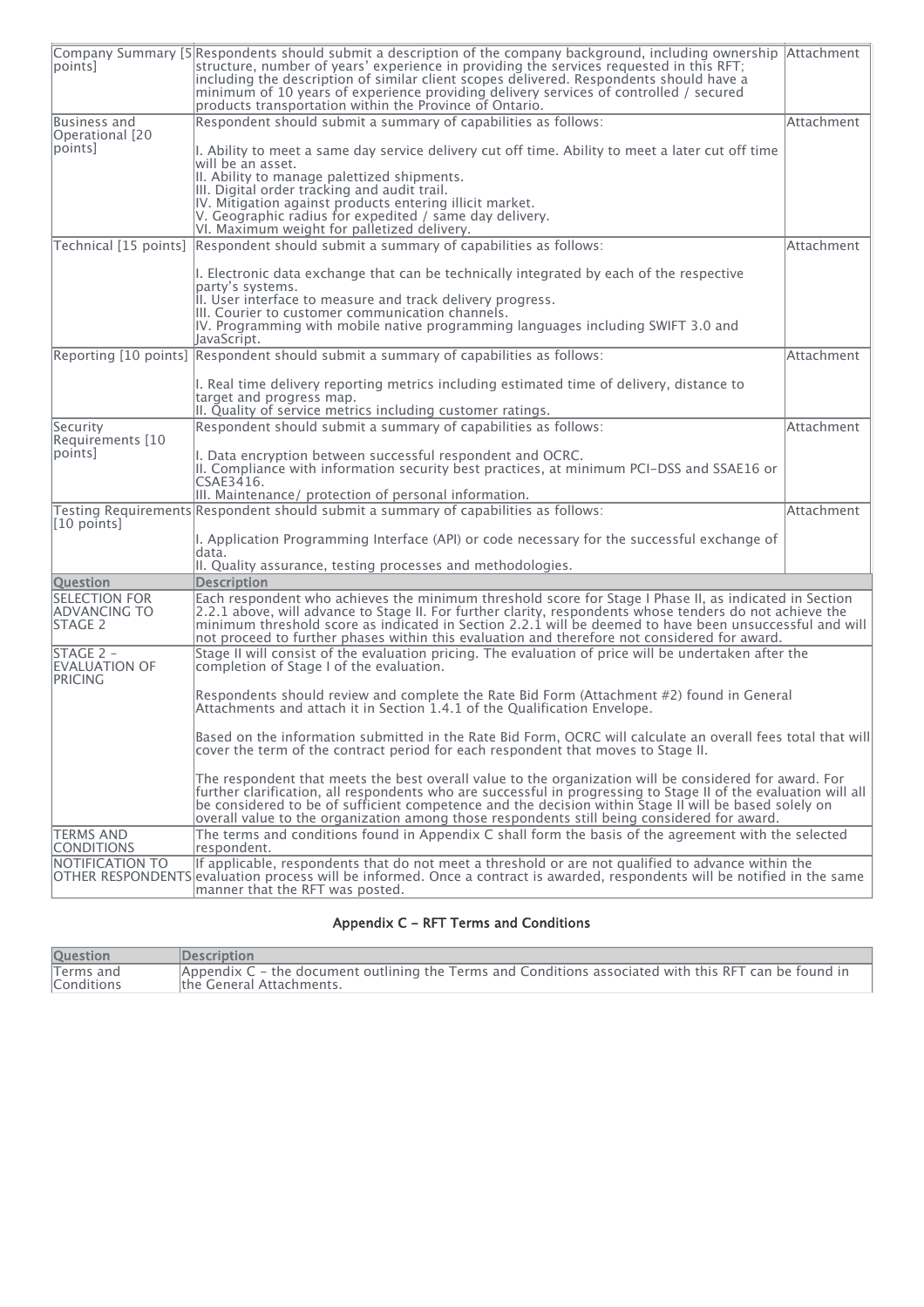| | | |
|---|---|---|
| Company Summary [5 points] | Respondents should submit a description of the company background, including ownership structure, number of years' experience in providing the services requested in this RFT; including the description of similar client scopes delivered. Respondents should have a minimum of 10 years of experience providing delivery services of controlled / secured products transportation within the Province of Ontario. | Attachment |
| Business and Operational [20 points] | Respondent should submit a summary of capabilities as follows:<br><br>I. Ability to meet a same day service delivery cut off time. Ability to meet a later cut off time will be an asset.<br>II. Ability to manage palettized shipments.<br>III. Digital order tracking and audit trail.<br>IV. Mitigation against products entering illicit market.<br>V. Geographic radius for expedited / same day delivery.<br>VI. Maximum weight for palletized delivery. | Attachment |
| Technical [15 points] | Respondent should submit a summary of capabilities as follows:<br><br>I. Electronic data exchange that can be technically integrated by each of the respective party's systems.<br>II. User interface to measure and track delivery progress.<br>III. Courier to customer communication channels.<br>IV. Programming with mobile native programming languages including SWIFT 3.0 and JavaScript. | Attachment |
| Reporting [10 points] | Respondent should submit a summary of capabilities as follows:<br><br>I. Real time delivery reporting metrics including estimated time of delivery, distance to target and progress map.<br>II. Quality of service metrics including customer ratings. | Attachment |
| Security Requirements [10 points] | Respondent should submit a summary of capabilities as follows:<br><br>I. Data encryption between successful respondent and OCRC.<br>II. Compliance with information security best practices, at minimum PCI-DSS and SSAE16 or CSAE3416.<br>III. Maintenance/ protection of personal information. | Attachment |
| Testing Requirements [10 points] | Respondent should submit a summary of capabilities as follows:<br><br>I. Application Programming Interface (API) or code necessary for the successful exchange of data.<br>II. Quality assurance, testing processes and methodologies. | Attachment |

| Question | Description |
|---|---|
| SELECTION FOR ADVANCING TO STAGE 2 | Each respondent who achieves the minimum threshold score for Stage I Phase II, as indicated in Section 2.2.1 above, will advance to Stage II. For further clarity, respondents whose tenders do not achieve the minimum threshold score as indicated in Section 2.2.1 will be deemed to have been unsuccessful and will not proceed to further phases within this evaluation and therefore not considered for award. |
| STAGE 2 - EVALUATION OF PRICING | Stage II will consist of the evaluation pricing. The evaluation of price will be undertaken after the completion of Stage I of the evaluation.<br><br>Respondents should review and complete the Rate Bid Form (Attachment #2) found in General Attachments and attach it in Section 1.4.1 of the Qualification Envelope.<br><br>Based on the information submitted in the Rate Bid Form, OCRC will calculate an overall fees total that will cover the term of the contract period for each respondent that moves to Stage II.<br><br>The respondent that meets the best overall value to the organization will be considered for award. For further clarification, all respondents who are successful in progressing to Stage II of the evaluation will all be considered to be of sufficient competence and the decision within Stage II will be based solely on overall value to the organization among those respondents still being considered for award. |
| TERMS AND CONDITIONS | The terms and conditions found in Appendix C shall form the basis of the agreement with the selected respondent. |
| NOTIFICATION TO OTHER RESPONDENTS | If applicable, respondents that do not meet a threshold or are not qualified to advance within the evaluation process will be informed. Once a contract is awarded, respondents will be notified in the same manner that the RFT was posted. |

## Appendix C - RFT Terms and Conditions

| Question | Description |
|---|---|
| Terms and Conditions | Appendix C - the document outlining the Terms and Conditions associated with this RFT can be found in the General Attachments. |